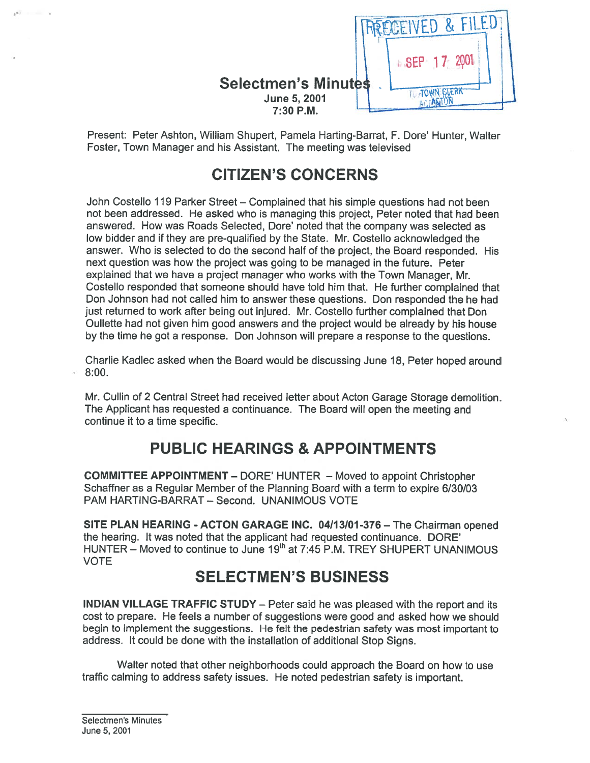# Selectmen's Minutes

**June 5, 2001**
**7:30 P.M.**

RECEIVED & FILED
SEP 17 2001
TOWN CLERK
ACTON

Present: Peter Ashton, William Shupert, Pamela Harting-Barrat, F. Dore' Hunter, Walter Foster, Town Manager and his Assistant. The meeting was televised

## CITIZEN'S CONCERNS

John Costello 119 Parker Street – Complained that his simple questions had not been not been addressed. He asked who is managing this project, Peter noted that had been answered. How was Roads Selected, Dore' noted that the company was selected as low bidder and if they are pre-qualified by the State. Mr. Costello acknowledged the answer. Who is selected to do the second half of the project, the Board responded. His next question was how the project was going to be managed in the future. Peter explained that we have a project manager who works with the Town Manager, Mr. Costello responded that someone should have told him that. He further complained that Don Johnson had not called him to answer these questions. Don responded the he had just returned to work after being out injured. Mr. Costello further complained that Don Oullette had not given him good answers and the project would be already by his house by the time he got a response. Don Johnson will prepare a response to the questions.

Charlie Kadlec asked when the Board would be discussing June 18, Peter hoped around 8:00.

Mr. Cullin of 2 Central Street had received letter about Acton Garage Storage demolition. The Applicant has requested a continuance. The Board will open the meeting and continue it to a time specific.

## PUBLIC HEARINGS & APPOINTMENTS

**COMMITTEE APPOINTMENT** – DORE' HUNTER – Moved to appoint Christopher Schaffner as a Regular Member of the Planning Board with a term to expire 6/30/03 PAM HARTING-BARRAT – Second. UNANIMOUS VOTE

**SITE PLAN HEARING - ACTON GARAGE INC. 04/13/01-376** – The Chairman opened the hearing. It was noted that the applicant had requested continuance. DORE' HUNTER – Moved to continue to June 19th at 7:45 P.M. TREY SHUPERT UNANIMOUS VOTE

## SELECTMEN'S BUSINESS

**INDIAN VILLAGE TRAFFIC STUDY** – Peter said he was pleased with the report and its cost to prepare. He feels a number of suggestions were good and asked how we should begin to implement the suggestions. He felt the pedestrian safety was most important to address. It could be done with the installation of additional Stop Signs.

Walter noted that other neighborhoods could approach the Board on how to use traffic calming to address safety issues. He noted pedestrian safety is important.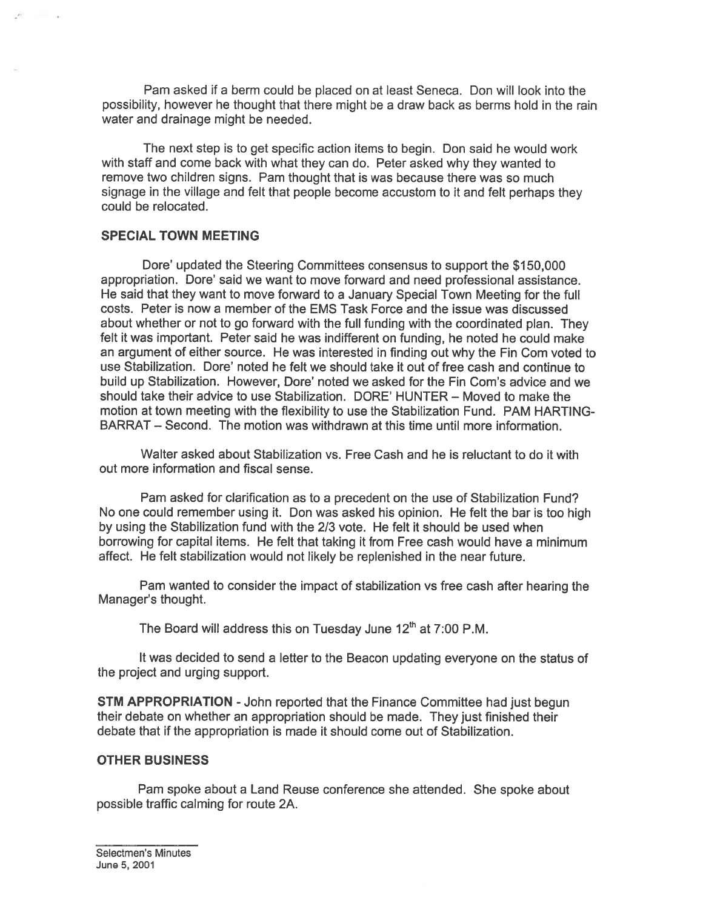Pam asked if a berm could be placed on at least Seneca. Don will look into the possibility, however he thought that there might be a draw back as berms hold in the rain water and drainage might be needed.

The next step is to get specific action items to begin. Don said he would work with staff and come back with what they can do. Peter asked why they wanted to remove two children signs. Pam thought that is was because there was so much signage in the village and felt that people become accustom to it and felt perhaps they could be relocated.

**SPECIAL TOWN MEETING**

Dore' updated the Steering Committees consensus to support the $150,000 appropriation. Dore' said we want to move forward and need professional assistance. He said that they want to move forward to a January Special Town Meeting for the full costs. Peter is now a member of the EMS Task Force and the issue was discussed about whether or not to go forward with the full funding with the coordinated plan. They felt it was important. Peter said he was indifferent on funding, he noted he could make an argument of either source. He was interested in finding out why the Fin Com voted to use Stabilization. Dore' noted he felt we should take it out of free cash and continue to build up Stabilization. However, Dore' noted we asked for the Fin Com's advice and we should take their advice to use Stabilization. DORE' HUNTER – Moved to make the motion at town meeting with the flexibility to use the Stabilization Fund. PAM HARTING-BARRAT – Second. The motion was withdrawn at this time until more information.

Walter asked about Stabilization vs. Free Cash and he is reluctant to do it with out more information and fiscal sense.

Pam asked for clarification as to a precedent on the use of Stabilization Fund? No one could remember using it. Don was asked his opinion. He felt the bar is too high by using the Stabilization fund with the 2/3 vote. He felt it should be used when borrowing for capital items. He felt that taking it from Free cash would have a minimum affect. He felt stabilization would not likely be replenished in the near future.

Pam wanted to consider the impact of stabilization vs free cash after hearing the Manager's thought.

The Board will address this on Tuesday June 12th at 7:00 P.M.

It was decided to send a letter to the Beacon updating everyone on the status of the project and urging support.

**STM APPROPRIATION** - John reported that the Finance Committee had just begun their debate on whether an appropriation should be made. They just finished their debate that if the appropriation is made it should come out of Stabilization.

**OTHER BUSINESS**

Pam spoke about a Land Reuse conference she attended. She spoke about possible traffic calming for route 2A.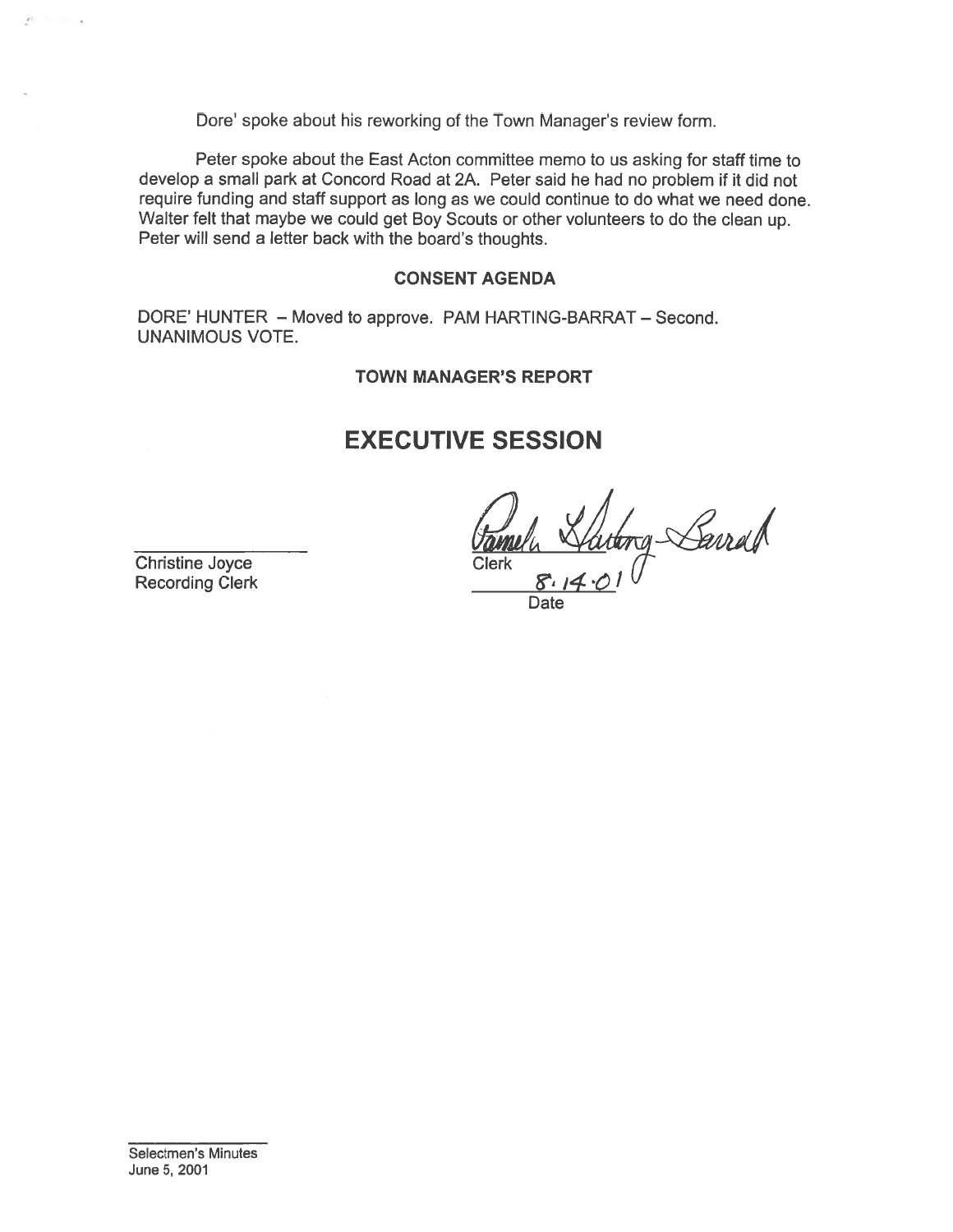Dore' spoke about his reworking of the Town Manager's review form.

Peter spoke about the East Acton committee memo to us asking for staff time to develop a small park at Concord Road at 2A. Peter said he had no problem if it did not require funding and staff support as long as we could continue to do what we need done. Walter felt that maybe we could get Boy Scouts or other volunteers to do the clean up. Peter will send a letter back with the board's thoughts.

**CONSENT AGENDA**

DORE' HUNTER – Moved to approve. PAM HARTING-BARRAT – Second. UNANIMOUS VOTE.

**TOWN MANAGER'S REPORT**

# EXECUTIVE SESSION

Christine Joyce
Recording Clerk

Pamela Harting-Barrat
Clerk

8.14.01
Date

Selectmen's Minutes
June 5, 2001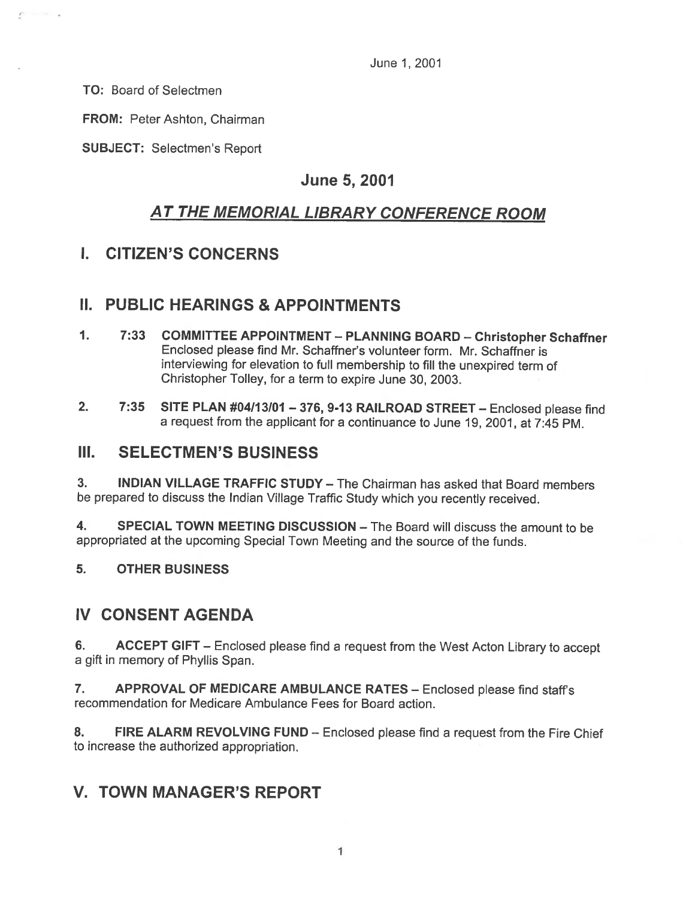June 1, 2001

**TO:** Board of Selectmen

**FROM:** Peter Ashton, Chairman

**SUBJECT:** Selectmen's Report

## June 5, 2001

## *AT THE MEMORIAL LIBRARY CONFERENCE ROOM*

## I. CITIZEN'S CONCERNS

## II. PUBLIC HEARINGS & APPOINTMENTS

1. 7:33 **COMMITTEE APPOINTMENT – PLANNING BOARD – Christopher Schaffner** Enclosed please find Mr. Schaffner's volunteer form. Mr. Schaffner is interviewing for elevation to full membership to fill the unexpired term of Christopher Tolley, for a term to expire June 30, 2003.

2. 7:35 **SITE PLAN #04/13/01 – 376, 9-13 RAILROAD STREET** – Enclosed please find a request from the applicant for a continuance to June 19, 2001, at 7:45 PM.

## III. SELECTMEN'S BUSINESS

3. **INDIAN VILLAGE TRAFFIC STUDY** – The Chairman has asked that Board members be prepared to discuss the Indian Village Traffic Study which you recently received.

4. **SPECIAL TOWN MEETING DISCUSSION** – The Board will discuss the amount to be appropriated at the upcoming Special Town Meeting and the source of the funds.

5. **OTHER BUSINESS**

## IV CONSENT AGENDA

6. **ACCEPT GIFT** – Enclosed please find a request from the West Acton Library to accept a gift in memory of Phyllis Span.

7. **APPROVAL OF MEDICARE AMBULANCE RATES** – Enclosed please find staff's recommendation for Medicare Ambulance Fees for Board action.

8. **FIRE ALARM REVOLVING FUND** – Enclosed please find a request from the Fire Chief to increase the authorized appropriation.

## V. TOWN MANAGER'S REPORT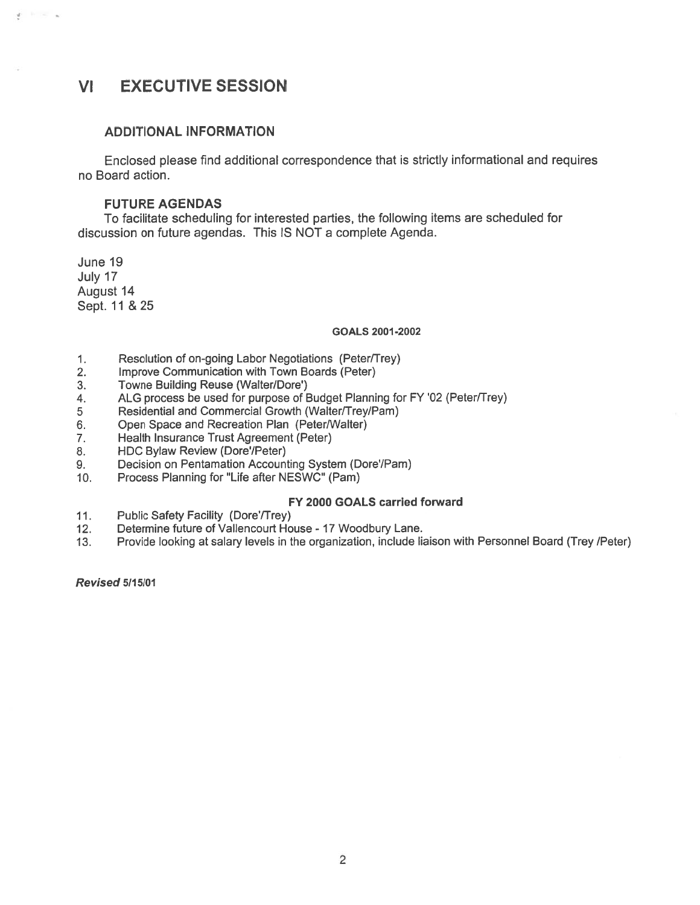# VI EXECUTIVE SESSION

### ADDITIONAL INFORMATION

Enclosed please find additional correspondence that is strictly informational and requires no Board action.

### FUTURE AGENDAS

To facilitate scheduling for interested parties, the following items are scheduled for discussion on future agendas. This IS NOT a complete Agenda.

June 19
July 17
August 14
Sept. 11 & 25

#### GOALS 2001-2002

1. Resolution of on-going Labor Negotiations (Peter/Trey)
2. Improve Communication with Town Boards (Peter)
3. Towne Building Reuse (Walter/Dore')
4. ALG process be used for purpose of Budget Planning for FY '02 (Peter/Trey)
5. Residential and Commercial Growth (Walter/Trey/Pam)
6. Open Space and Recreation Plan (Peter/Walter)
7. Health Insurance Trust Agreement (Peter)
8. HDC Bylaw Review (Dore'/Peter)
9. Decision on Pentamation Accounting System (Dore'/Pam)
10. Process Planning for "Life after NESWC" (Pam)

#### FY 2000 GOALS carried forward

11. Public Safety Facility (Dore'/Trey)
12. Determine future of Vallencourt House - 17 Woodbury Lane.
13. Provide looking at salary levels in the organization, include liaison with Personnel Board (Trey /Peter)

***Revised* 5/15/01**